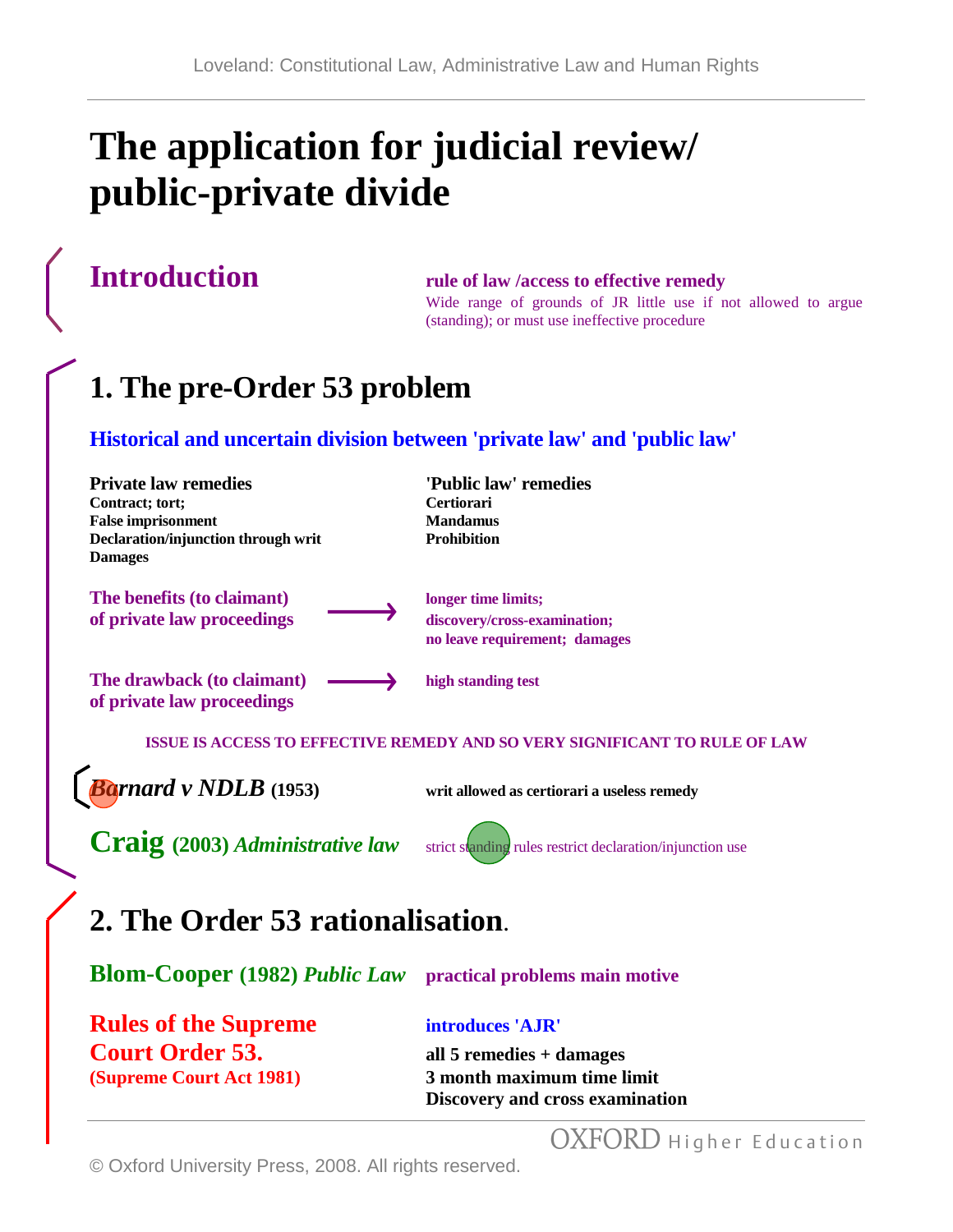# The application for judicial review/ public-private divide

## Introduction

**rule of law /access to effective remedy**

Wide range of grounds of JR little use if not allowed to argue (standing); or must use ineffective procedure

## 1. The pre-Order 53 problem

**Historical and uncertain division between 'private law' and 'public law'**

| Private law remedies | 'Public law' remedies |
|---|---|
| Contract; tort; | Certiorari |
| False imprisonment | Mandamus |
| Declaration/injunction through writ | Prohibition |
| Damages | |

**The benefits (to claimant) of private law proceedings** → **longer time limits; discovery/cross-examination; no leave requirement; damages**

**The drawback (to claimant) of private law proceedings** → **high standing test**

**ISSUE IS ACCESS TO EFFECTIVE REMEDY AND SO VERY SIGNIFICANT TO RULE OF LAW**

***Barnard v NDLB* (1953)** — **writ allowed as certiorari a useless remedy**

**Craig (2003) *Administrative law*** — strict standing rules restrict declaration/injunction use

## 2. The Order 53 rationalisation.

**Blom-Cooper (1982) *Public Law*** — **practical problems main motive**

**Rules of the Supreme Court Order 53.**
**(Supreme Court Act 1981)**

**introduces 'AJR'**

**all 5 remedies + damages**
**3 month maximum time limit**
**Discovery and cross examination**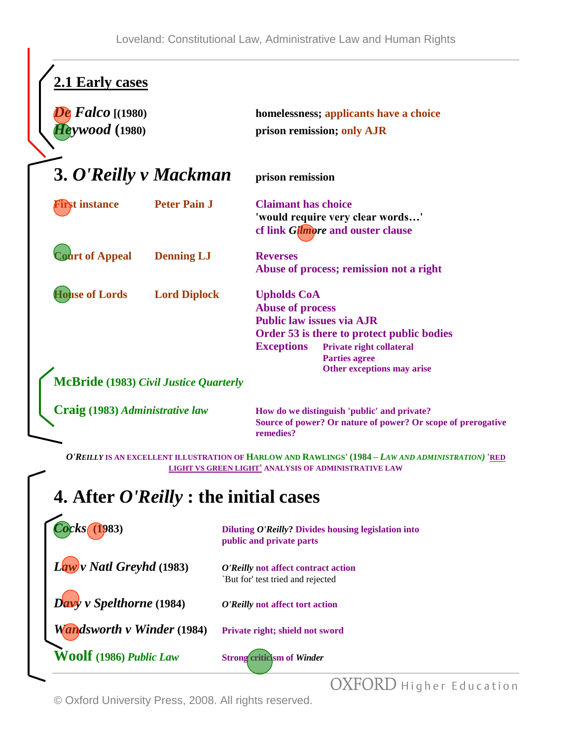## 2.1 Early cases

| | |
|---|---|
| ***De Falco* [(1980)** | **homelessness; applicants have a choice** |
| ***Heywood* (1980)** | **prison remission; only AJR** |

# 3. *O'Reilly v Mackman*

**prison remission**

| | | |
|---|---|---|
| **First instance** | **Peter Pain J** | **Claimant has choice**<br>**'would require very clear words…'**<br>**cf link *Gilmore* and ouster clause** |
| **Court of Appeal** | **Denning LJ** | **Reverses**<br>**Abuse of process; remission not a right** |
| **House of Lords** | **Lord Diplock** | **Upholds CoA**<br>**Abuse of process**<br>**Public law issues via AJR**<br>**Order 53 is there to protect public bodies**<br>**Exceptions** — **Private right collateral**; **Parties agree**; **Other exceptions may arise** |

**McBride (1983) *Civil Justice Quarterly***

**Craig (1983) *Administrative law*** — **How do we distinguish 'public' and private? Source of power? Or nature of power? Or scope of prerogative remedies?**

***O'REILLY* IS AN EXCELLENT ILLUSTRATION OF HARLOW AND RAWLINGS' (1984 – *LAW AND ADMINISTRATION*) 'RED LIGHT VS GREEN LIGHT' ANALYSIS OF ADMINISTRATIVE LAW**

# 4. After *O'Reilly* : the initial cases

| | |
|---|---|
| ***Cocks* (1983)** | **Diluting *O'Reilly*? Divides housing legislation into public and private parts** |
| ***Law v Natl Greyhd* (1983)** | ***O'Reilly* not affect contract action**<br>`But for' test tried and rejected |
| ***Davy v Spelthorne* (1984)** | ***O'Reilly* not affect tort action** |
| ***Wandsworth v Winder* (1984)** | **Private right; shield not sword** |
| **Woolf (1986) *Public Law*** | **Strong criticism of *Winder*** |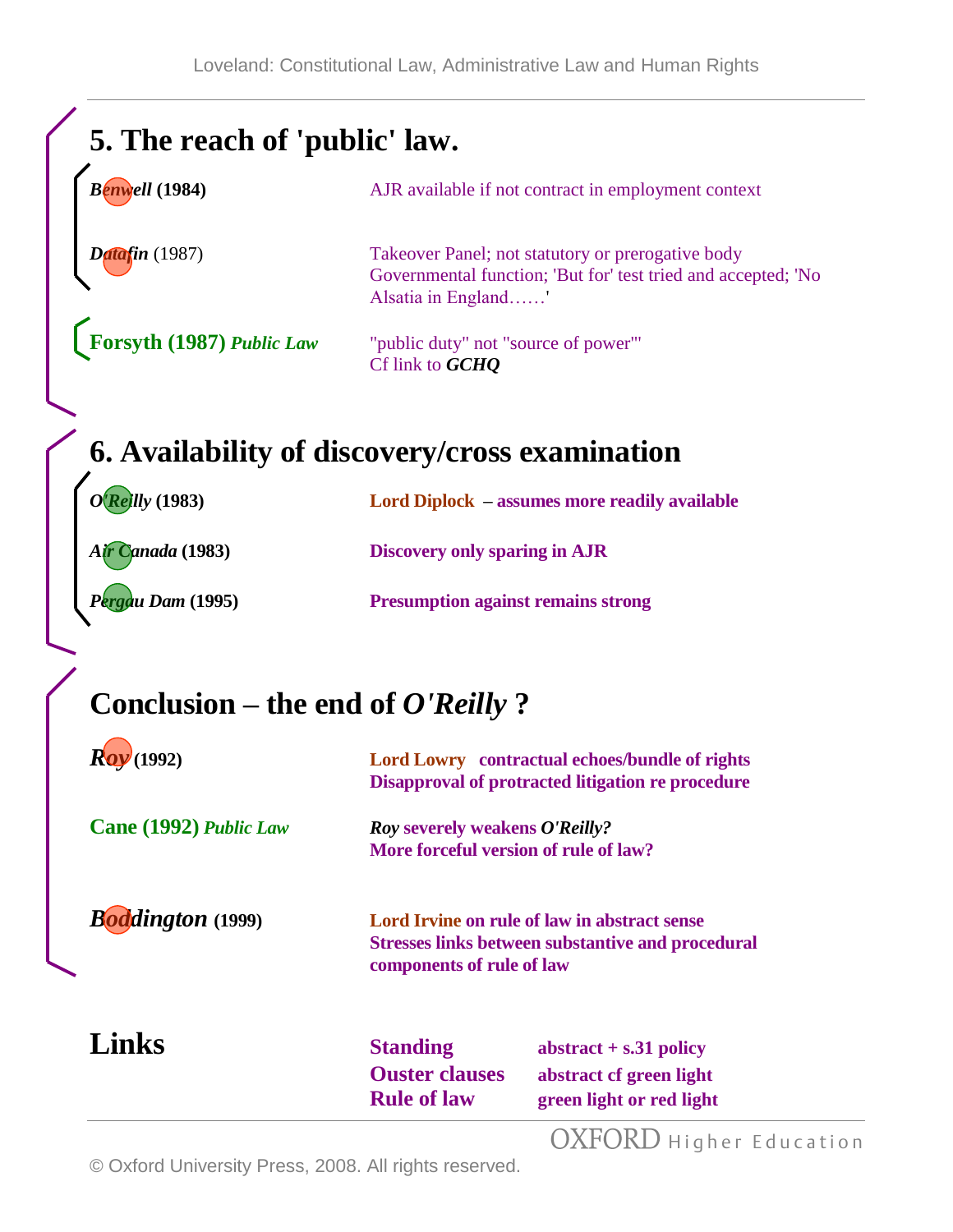## 5. The reach of 'public' law.

| | |
|---|---|
| ***Benwell*** **(1984)** | AJR available if not contract in employment context |
| ***Datafin*** (1987) | Takeover Panel; not statutory or prerogative body<br>Governmental function; 'But for' test tried and accepted; 'No Alsatia in England……' |
| **Forsyth (1987)** ***Public Law*** | "public duty" not "source of power"'<br>Cf link to ***GCHQ*** |

## 6. Availability of discovery/cross examination

| | |
|---|---|
| ***O'Reilly*** **(1983)** | **Lord Diplock – assumes more readily available** |
| ***Air Canada*** **(1983)** | **Discovery only sparing in AJR** |
| ***Pergau Dam*** **(1995)** | **Presumption against remains strong** |

## Conclusion – the end of *O'Reilly* ?

| | |
|---|---|
| ***Roy*** **(1992)** | **Lord Lowry contractual echoes/bundle of rights**<br>**Disapproval of protracted litigation re procedure** |
| **Cane (1992)** ***Public Law*** | ***Roy*** **severely weakens** ***O'Reilly?***<br>**More forceful version of rule of law?** |
| ***Boddington*** **(1999)** | **Lord Irvine on rule of law in abstract sense**<br>**Stresses links between substantive and procedural components of rule of law** |

## Links

| | |
|---|---|
| **Standing** | **abstract + s.31 policy** |
| **Ouster clauses** | **abstract cf green light** |
| **Rule of law** | **green light or red light** |